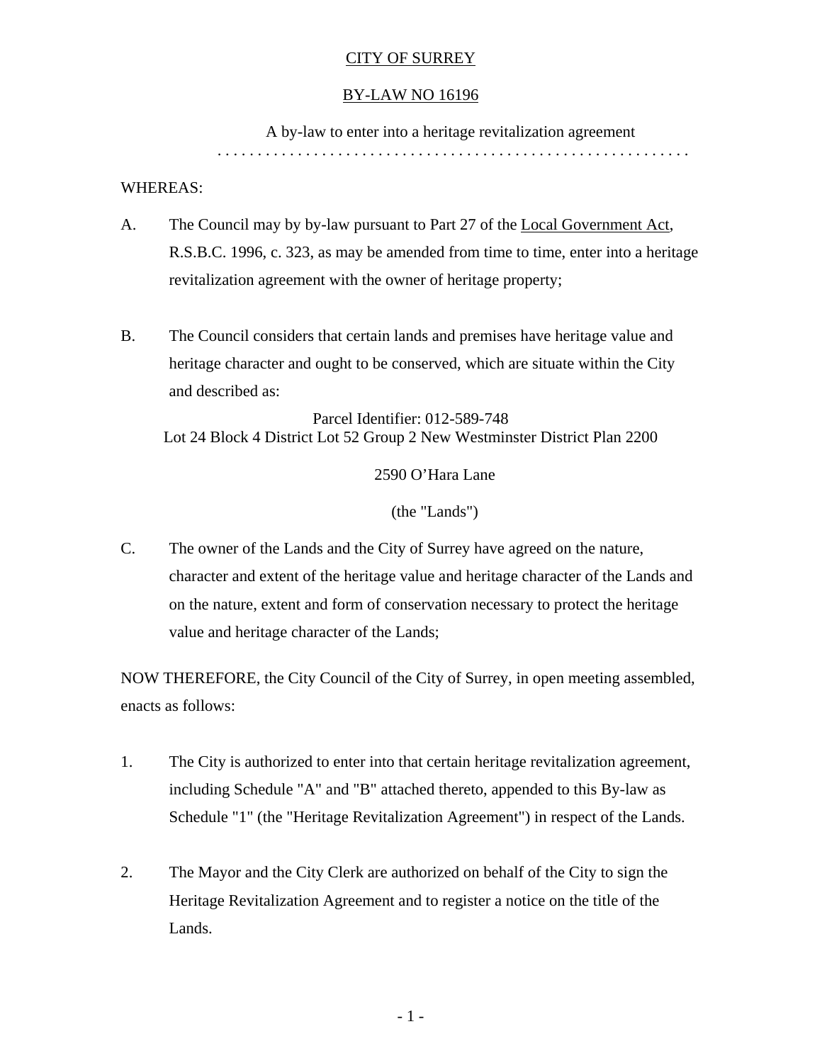# CITY OF SURREY

## BY-LAW NO 16196

A by-law to enter into a heritage revitalization agreement

. . . . . . . . . . . . . . . . . . . . . . . . . . . . . . . . . . . . . . . . . . . . . . . . . . . . . . . . . .

WHEREAS:

A. The Council may by by-law pursuant to Part 27 of the Local Government Act, R.S.B.C. 1996, c. 323, as may be amended from time to time, enter into a heritage revitalization agreement with the owner of heritage property;

B. The Council considers that certain lands and premises have heritage value and heritage character and ought to be conserved, which are situate within the City and described as:

Parcel Identifier: 012-589-748
Lot 24 Block 4 District Lot 52 Group 2 New Westminster District Plan 2200

2590 O'Hara Lane

(the "Lands")

C. The owner of the Lands and the City of Surrey have agreed on the nature, character and extent of the heritage value and heritage character of the Lands and on the nature, extent and form of conservation necessary to protect the heritage value and heritage character of the Lands;

NOW THEREFORE, the City Council of the City of Surrey, in open meeting assembled, enacts as follows:

1. The City is authorized to enter into that certain heritage revitalization agreement, including Schedule "A" and "B" attached thereto, appended to this By-law as Schedule "1" (the "Heritage Revitalization Agreement") in respect of the Lands.

2. The Mayor and the City Clerk are authorized on behalf of the City to sign the Heritage Revitalization Agreement and to register a notice on the title of the Lands.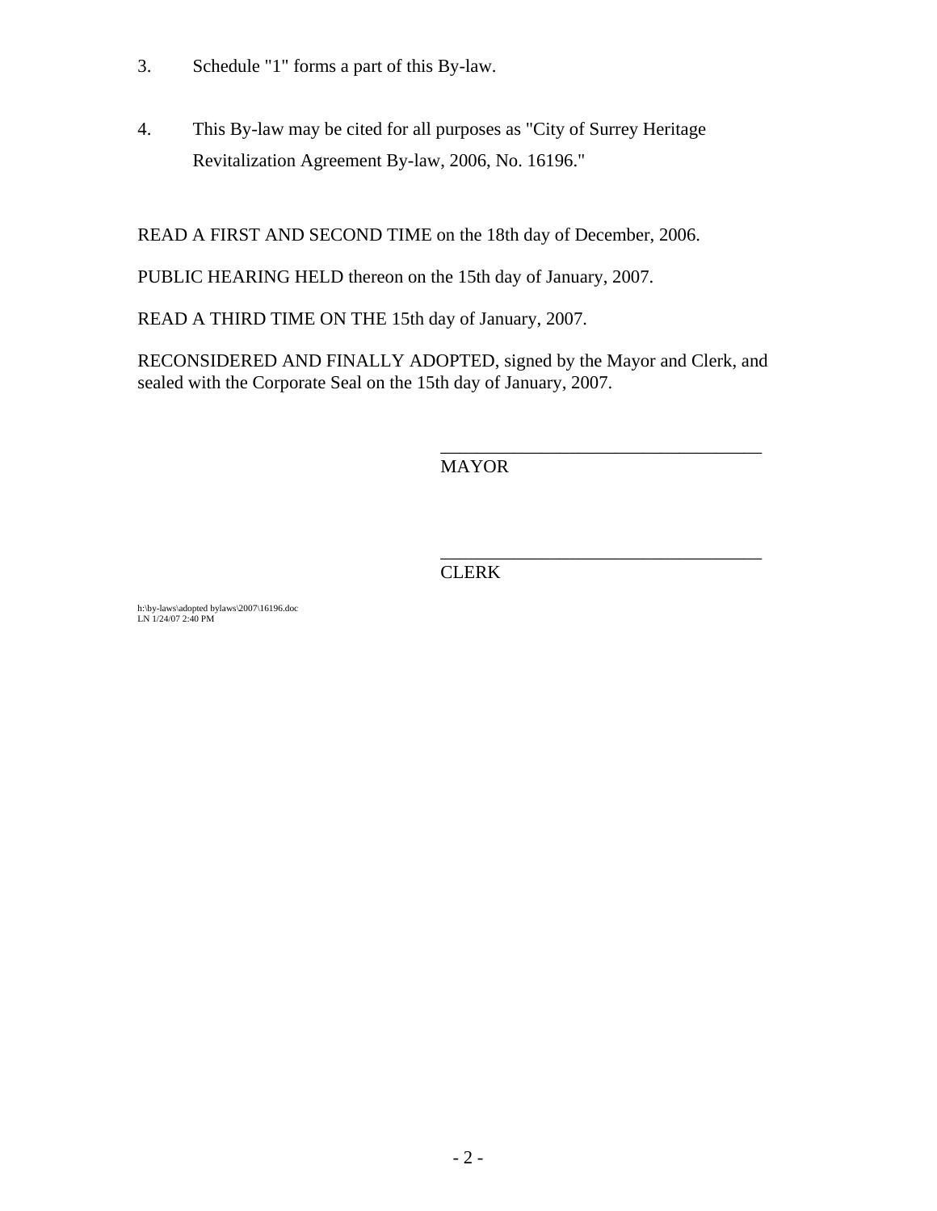3. Schedule "1" forms a part of this By-law.

4. This By-law may be cited for all purposes as "City of Surrey Heritage Revitalization Agreement By-law, 2006, No. 16196."

READ A FIRST AND SECOND TIME on the 18th day of December, 2006.

PUBLIC HEARING HELD thereon on the 15th day of January, 2007.

READ A THIRD TIME ON THE 15th day of January, 2007.

RECONSIDERED AND FINALLY ADOPTED, signed by the Mayor and Clerk, and sealed with the Corporate Seal on the 15th day of January, 2007.

\_\_\_\_\_\_\_\_\_\_\_\_\_\_\_\_\_\_\_\_\_\_\_\_\_\_\_\_\_\_\_\_\_\_\_\_
MAYOR

\_\_\_\_\_\_\_\_\_\_\_\_\_\_\_\_\_\_\_\_\_\_\_\_\_\_\_\_\_\_\_\_\_\_\_\_
CLERK

h:\by-laws\adopted bylaws\2007\16196.doc
LN 1/24/07 2:40 PM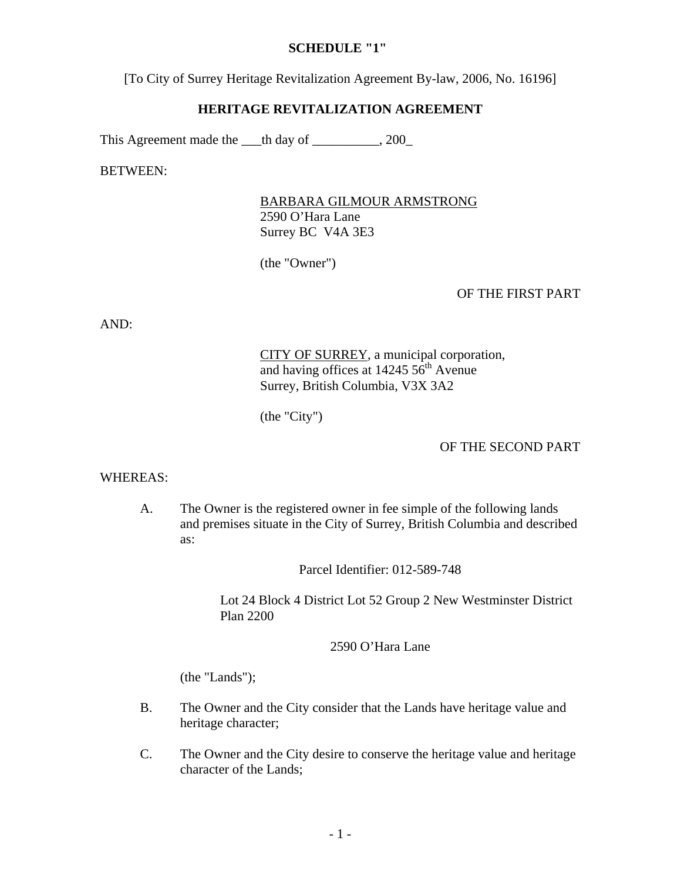**SCHEDULE "1"**

[To City of Surrey Heritage Revitalization Agreement By-law, 2006, No. 16196]

**HERITAGE REVITALIZATION AGREEMENT**

This Agreement made the ___th day of __________, 200_

BETWEEN:

BARBARA GILMOUR ARMSTRONG
2590 O'Hara Lane
Surrey BC V4A 3E3

(the "Owner")

OF THE FIRST PART

AND:

CITY OF SURREY, a municipal corporation, and having offices at 14245 56th Avenue
Surrey, British Columbia, V3X 3A2

(the "City")

OF THE SECOND PART

WHEREAS:

A. The Owner is the registered owner in fee simple of the following lands and premises situate in the City of Surrey, British Columbia and described as:

Parcel Identifier: 012-589-748

Lot 24 Block 4 District Lot 52 Group 2 New Westminster District Plan 2200

2590 O'Hara Lane

(the "Lands");

B. The Owner and the City consider that the Lands have heritage value and heritage character;

C. The Owner and the City desire to conserve the heritage value and heritage character of the Lands;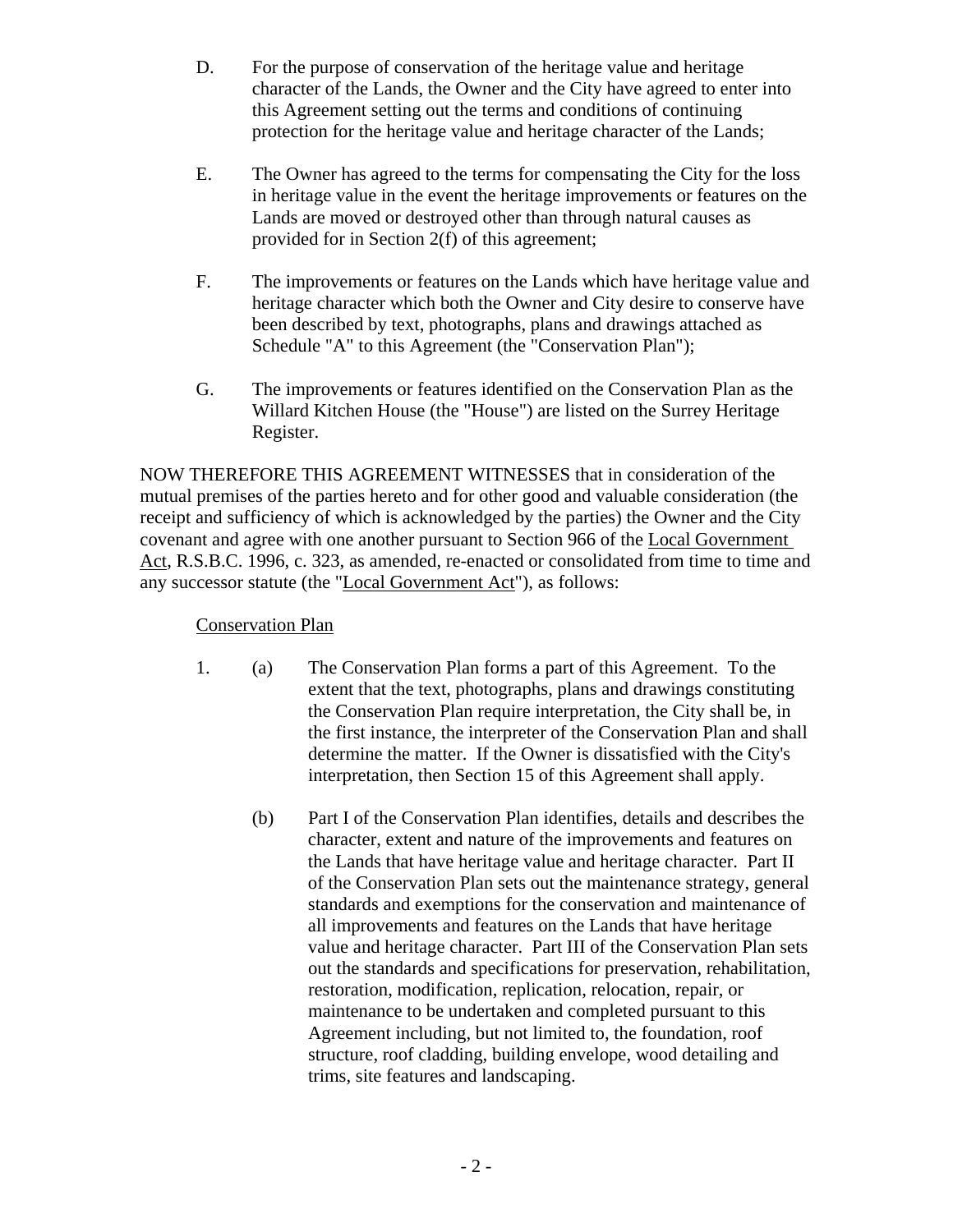D. For the purpose of conservation of the heritage value and heritage character of the Lands, the Owner and the City have agreed to enter into this Agreement setting out the terms and conditions of continuing protection for the heritage value and heritage character of the Lands;

E. The Owner has agreed to the terms for compensating the City for the loss in heritage value in the event the heritage improvements or features on the Lands are moved or destroyed other than through natural causes as provided for in Section 2(f) of this agreement;

F. The improvements or features on the Lands which have heritage value and heritage character which both the Owner and City desire to conserve have been described by text, photographs, plans and drawings attached as Schedule "A" to this Agreement (the "Conservation Plan");

G. The improvements or features identified on the Conservation Plan as the Willard Kitchen House (the "House") are listed on the Surrey Heritage Register.

NOW THEREFORE THIS AGREEMENT WITNESSES that in consideration of the mutual premises of the parties hereto and for other good and valuable consideration (the receipt and sufficiency of which is acknowledged by the parties) the Owner and the City covenant and agree with one another pursuant to Section 966 of the Local Government Act, R.S.B.C. 1996, c. 323, as amended, re-enacted or consolidated from time to time and any successor statute (the "Local Government Act"), as follows:

Conservation Plan

1. (a) The Conservation Plan forms a part of this Agreement. To the extent that the text, photographs, plans and drawings constituting the Conservation Plan require interpretation, the City shall be, in the first instance, the interpreter of the Conservation Plan and shall determine the matter. If the Owner is dissatisfied with the City's interpretation, then Section 15 of this Agreement shall apply.

   (b) Part I of the Conservation Plan identifies, details and describes the character, extent and nature of the improvements and features on the Lands that have heritage value and heritage character. Part II of the Conservation Plan sets out the maintenance strategy, general standards and exemptions for the conservation and maintenance of all improvements and features on the Lands that have heritage value and heritage character. Part III of the Conservation Plan sets out the standards and specifications for preservation, rehabilitation, restoration, modification, replication, relocation, repair, or maintenance to be undertaken and completed pursuant to this Agreement including, but not limited to, the foundation, roof structure, roof cladding, building envelope, wood detailing and trims, site features and landscaping.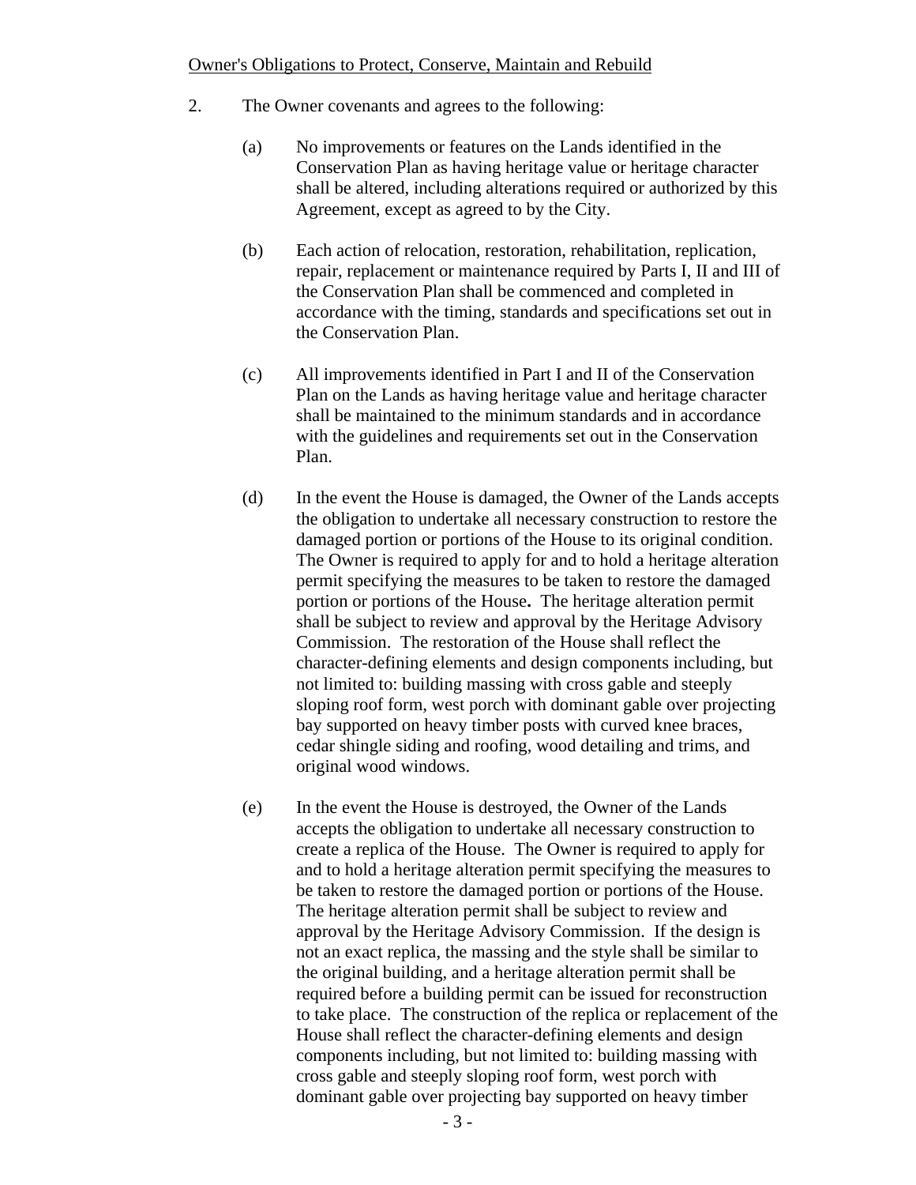Owner's Obligations to Protect, Conserve, Maintain and Rebuild

2. The Owner covenants and agrees to the following:

   (a) No improvements or features on the Lands identified in the Conservation Plan as having heritage value or heritage character shall be altered, including alterations required or authorized by this Agreement, except as agreed to by the City.

   (b) Each action of relocation, restoration, rehabilitation, replication, repair, replacement or maintenance required by Parts I, II and III of the Conservation Plan shall be commenced and completed in accordance with the timing, standards and specifications set out in the Conservation Plan.

   (c) All improvements identified in Part I and II of the Conservation Plan on the Lands as having heritage value and heritage character shall be maintained to the minimum standards and in accordance with the guidelines and requirements set out in the Conservation Plan.

   (d) In the event the House is damaged, the Owner of the Lands accepts the obligation to undertake all necessary construction to restore the damaged portion or portions of the House to its original condition. The Owner is required to apply for and to hold a heritage alteration permit specifying the measures to be taken to restore the damaged portion or portions of the House**.** The heritage alteration permit shall be subject to review and approval by the Heritage Advisory Commission. The restoration of the House shall reflect the character-defining elements and design components including, but not limited to: building massing with cross gable and steeply sloping roof form, west porch with dominant gable over projecting bay supported on heavy timber posts with curved knee braces, cedar shingle siding and roofing, wood detailing and trims, and original wood windows.

   (e) In the event the House is destroyed, the Owner of the Lands accepts the obligation to undertake all necessary construction to create a replica of the House. The Owner is required to apply for and to hold a heritage alteration permit specifying the measures to be taken to restore the damaged portion or portions of the House. The heritage alteration permit shall be subject to review and approval by the Heritage Advisory Commission. If the design is not an exact replica, the massing and the style shall be similar to the original building, and a heritage alteration permit shall be required before a building permit can be issued for reconstruction to take place. The construction of the replica or replacement of the House shall reflect the character-defining elements and design components including, but not limited to: building massing with cross gable and steeply sloping roof form, west porch with dominant gable over projecting bay supported on heavy timber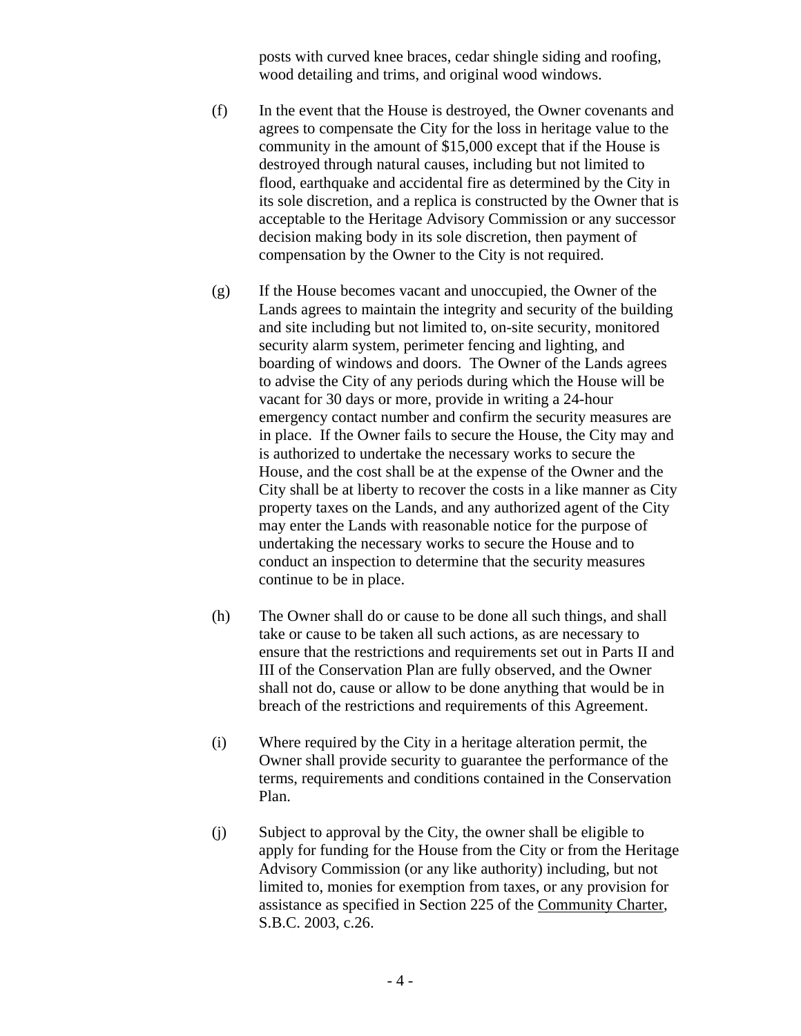posts with curved knee braces, cedar shingle siding and roofing, wood detailing and trims, and original wood windows.

(f) In the event that the House is destroyed, the Owner covenants and agrees to compensate the City for the loss in heritage value to the community in the amount of $15,000 except that if the House is destroyed through natural causes, including but not limited to flood, earthquake and accidental fire as determined by the City in its sole discretion, and a replica is constructed by the Owner that is acceptable to the Heritage Advisory Commission or any successor decision making body in its sole discretion, then payment of compensation by the Owner to the City is not required.

(g) If the House becomes vacant and unoccupied, the Owner of the Lands agrees to maintain the integrity and security of the building and site including but not limited to, on-site security, monitored security alarm system, perimeter fencing and lighting, and boarding of windows and doors. The Owner of the Lands agrees to advise the City of any periods during which the House will be vacant for 30 days or more, provide in writing a 24-hour emergency contact number and confirm the security measures are in place. If the Owner fails to secure the House, the City may and is authorized to undertake the necessary works to secure the House, and the cost shall be at the expense of the Owner and the City shall be at liberty to recover the costs in a like manner as City property taxes on the Lands, and any authorized agent of the City may enter the Lands with reasonable notice for the purpose of undertaking the necessary works to secure the House and to conduct an inspection to determine that the security measures continue to be in place.

(h) The Owner shall do or cause to be done all such things, and shall take or cause to be taken all such actions, as are necessary to ensure that the restrictions and requirements set out in Parts II and III of the Conservation Plan are fully observed, and the Owner shall not do, cause or allow to be done anything that would be in breach of the restrictions and requirements of this Agreement.

(i) Where required by the City in a heritage alteration permit, the Owner shall provide security to guarantee the performance of the terms, requirements and conditions contained in the Conservation Plan.

(j) Subject to approval by the City, the owner shall be eligible to apply for funding for the House from the City or from the Heritage Advisory Commission (or any like authority) including, but not limited to, monies for exemption from taxes, or any provision for assistance as specified in Section 225 of the Community Charter, S.B.C. 2003, c.26.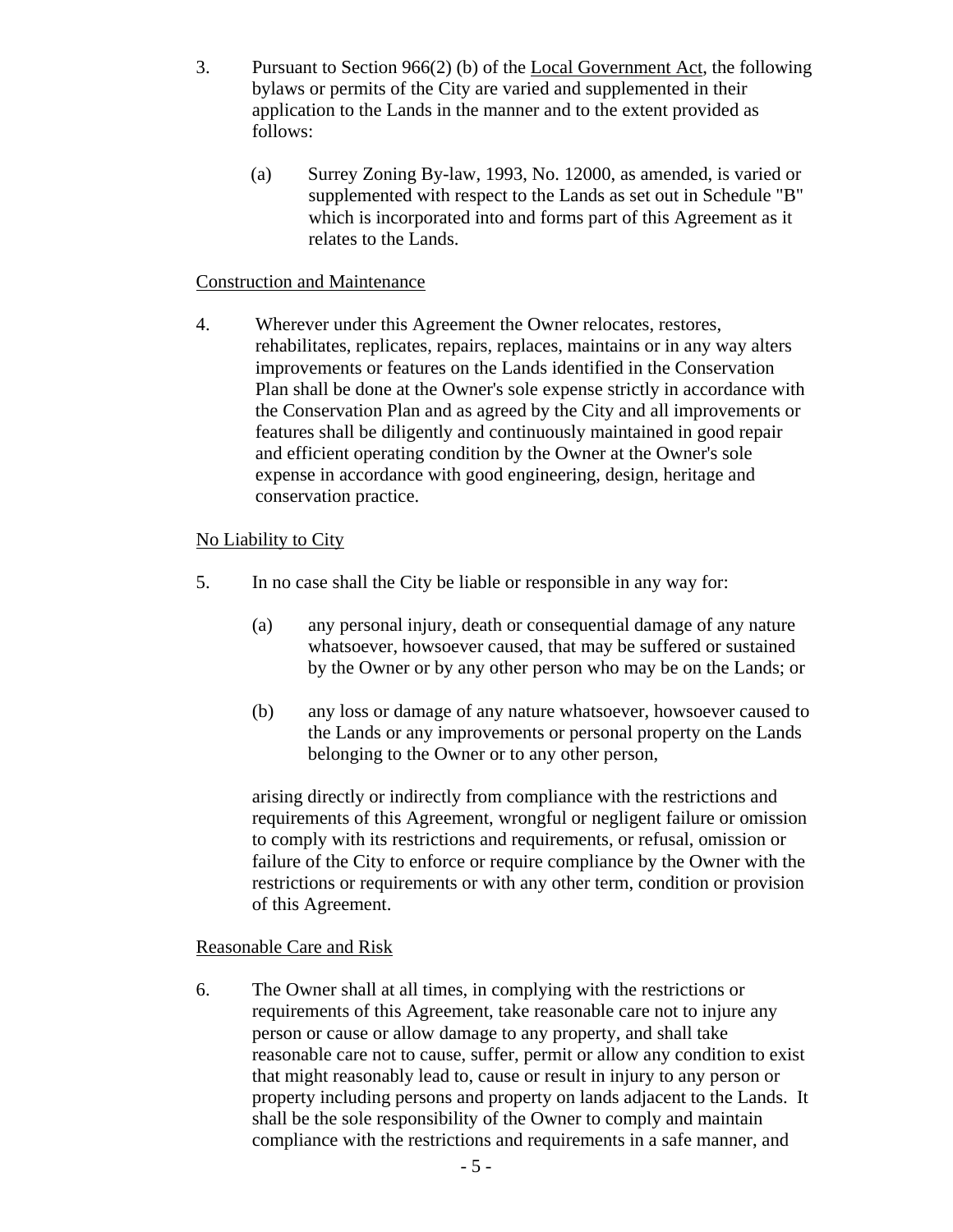3. Pursuant to Section 966(2) (b) of the Local Government Act, the following bylaws or permits of the City are varied and supplemented in their application to the Lands in the manner and to the extent provided as follows:

   (a) Surrey Zoning By-law, 1993, No. 12000, as amended, is varied or supplemented with respect to the Lands as set out in Schedule "B" which is incorporated into and forms part of this Agreement as it relates to the Lands.

Construction and Maintenance

4. Wherever under this Agreement the Owner relocates, restores, rehabilitates, replicates, repairs, replaces, maintains or in any way alters improvements or features on the Lands identified in the Conservation Plan shall be done at the Owner's sole expense strictly in accordance with the Conservation Plan and as agreed by the City and all improvements or features shall be diligently and continuously maintained in good repair and efficient operating condition by the Owner at the Owner's sole expense in accordance with good engineering, design, heritage and conservation practice.

No Liability to City

5. In no case shall the City be liable or responsible in any way for:

   (a) any personal injury, death or consequential damage of any nature whatsoever, howsoever caused, that may be suffered or sustained by the Owner or by any other person who may be on the Lands; or

   (b) any loss or damage of any nature whatsoever, howsoever caused to the Lands or any improvements or personal property on the Lands belonging to the Owner or to any other person,

   arising directly or indirectly from compliance with the restrictions and requirements of this Agreement, wrongful or negligent failure or omission to comply with its restrictions and requirements, or refusal, omission or failure of the City to enforce or require compliance by the Owner with the restrictions or requirements or with any other term, condition or provision of this Agreement.

Reasonable Care and Risk

6. The Owner shall at all times, in complying with the restrictions or requirements of this Agreement, take reasonable care not to injure any person or cause or allow damage to any property, and shall take reasonable care not to cause, suffer, permit or allow any condition to exist that might reasonably lead to, cause or result in injury to any person or property including persons and property on lands adjacent to the Lands. It shall be the sole responsibility of the Owner to comply and maintain compliance with the restrictions and requirements in a safe manner, and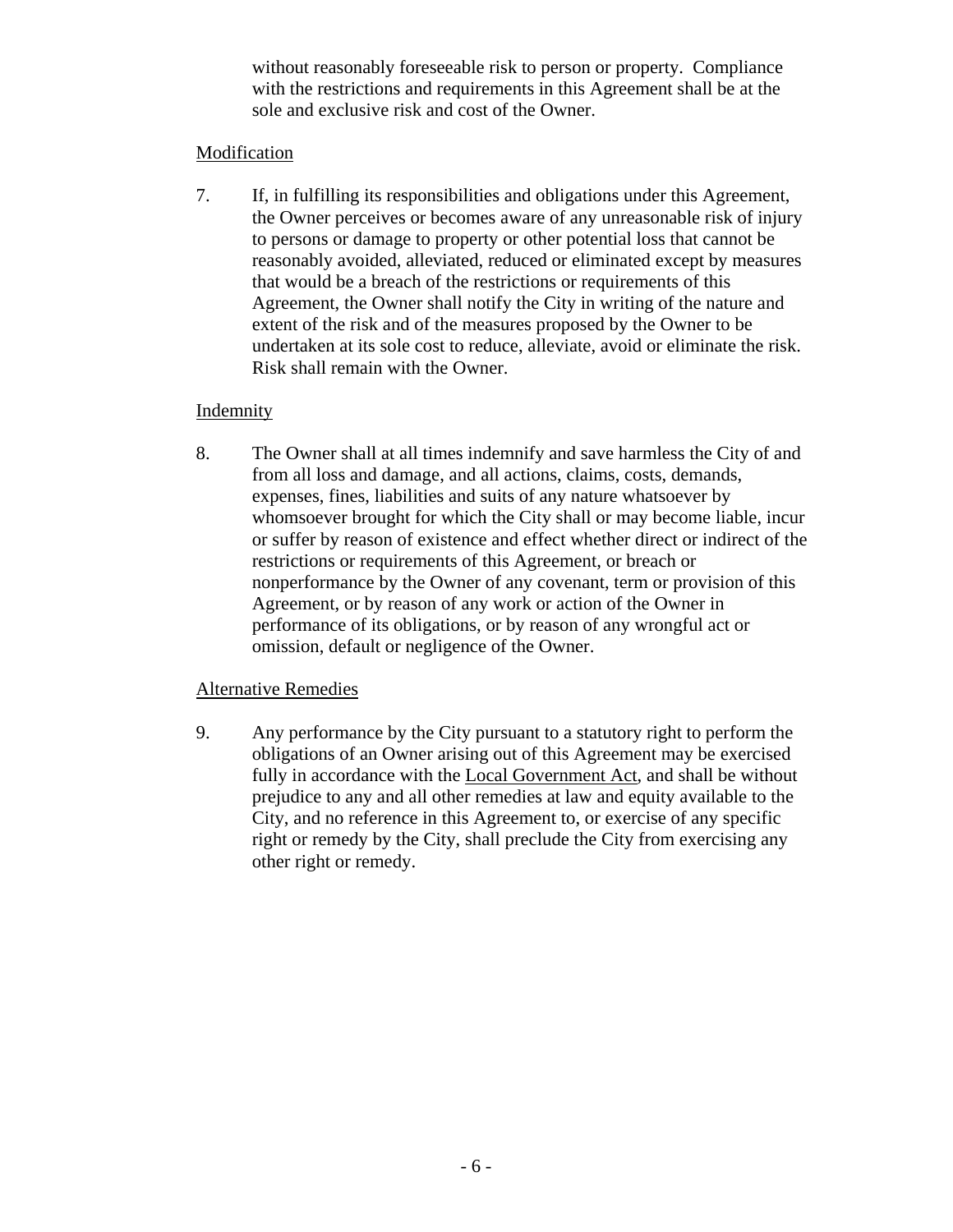without reasonably foreseeable risk to person or property. Compliance with the restrictions and requirements in this Agreement shall be at the sole and exclusive risk and cost of the Owner.

<u>Modification</u>

7. If, in fulfilling its responsibilities and obligations under this Agreement, the Owner perceives or becomes aware of any unreasonable risk of injury to persons or damage to property or other potential loss that cannot be reasonably avoided, alleviated, reduced or eliminated except by measures that would be a breach of the restrictions or requirements of this Agreement, the Owner shall notify the City in writing of the nature and extent of the risk and of the measures proposed by the Owner to be undertaken at its sole cost to reduce, alleviate, avoid or eliminate the risk. Risk shall remain with the Owner.

<u>Indemnity</u>

8. The Owner shall at all times indemnify and save harmless the City of and from all loss and damage, and all actions, claims, costs, demands, expenses, fines, liabilities and suits of any nature whatsoever by whomsoever brought for which the City shall or may become liable, incur or suffer by reason of existence and effect whether direct or indirect of the restrictions or requirements of this Agreement, or breach or nonperformance by the Owner of any covenant, term or provision of this Agreement, or by reason of any work or action of the Owner in performance of its obligations, or by reason of any wrongful act or omission, default or negligence of the Owner.

<u>Alternative Remedies</u>

9. Any performance by the City pursuant to a statutory right to perform the obligations of an Owner arising out of this Agreement may be exercised fully in accordance with the <u>Local Government Act</u>, and shall be without prejudice to any and all other remedies at law and equity available to the City, and no reference in this Agreement to, or exercise of any specific right or remedy by the City, shall preclude the City from exercising any other right or remedy.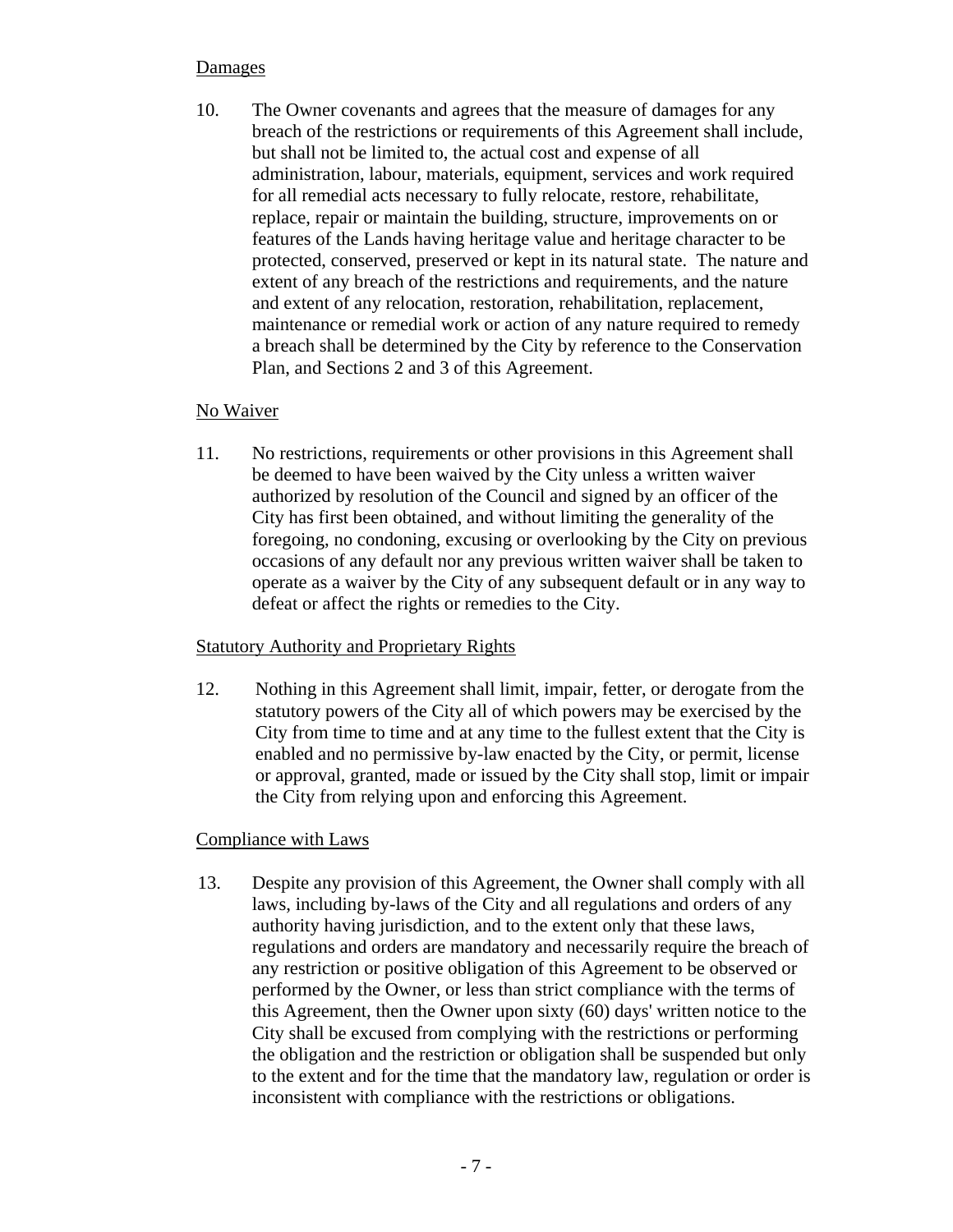Damages

10. The Owner covenants and agrees that the measure of damages for any breach of the restrictions or requirements of this Agreement shall include, but shall not be limited to, the actual cost and expense of all administration, labour, materials, equipment, services and work required for all remedial acts necessary to fully relocate, restore, rehabilitate, replace, repair or maintain the building, structure, improvements on or features of the Lands having heritage value and heritage character to be protected, conserved, preserved or kept in its natural state. The nature and extent of any breach of the restrictions and requirements, and the nature and extent of any relocation, restoration, rehabilitation, replacement, maintenance or remedial work or action of any nature required to remedy a breach shall be determined by the City by reference to the Conservation Plan, and Sections 2 and 3 of this Agreement.

No Waiver

11. No restrictions, requirements or other provisions in this Agreement shall be deemed to have been waived by the City unless a written waiver authorized by resolution of the Council and signed by an officer of the City has first been obtained, and without limiting the generality of the foregoing, no condoning, excusing or overlooking by the City on previous occasions of any default nor any previous written waiver shall be taken to operate as a waiver by the City of any subsequent default or in any way to defeat or affect the rights or remedies to the City.

Statutory Authority and Proprietary Rights

12. Nothing in this Agreement shall limit, impair, fetter, or derogate from the statutory powers of the City all of which powers may be exercised by the City from time to time and at any time to the fullest extent that the City is enabled and no permissive by-law enacted by the City, or permit, license or approval, granted, made or issued by the City shall stop, limit or impair the City from relying upon and enforcing this Agreement.

Compliance with Laws

13. Despite any provision of this Agreement, the Owner shall comply with all laws, including by-laws of the City and all regulations and orders of any authority having jurisdiction, and to the extent only that these laws, regulations and orders are mandatory and necessarily require the breach of any restriction or positive obligation of this Agreement to be observed or performed by the Owner, or less than strict compliance with the terms of this Agreement, then the Owner upon sixty (60) days' written notice to the City shall be excused from complying with the restrictions or performing the obligation and the restriction or obligation shall be suspended but only to the extent and for the time that the mandatory law, regulation or order is inconsistent with compliance with the restrictions or obligations.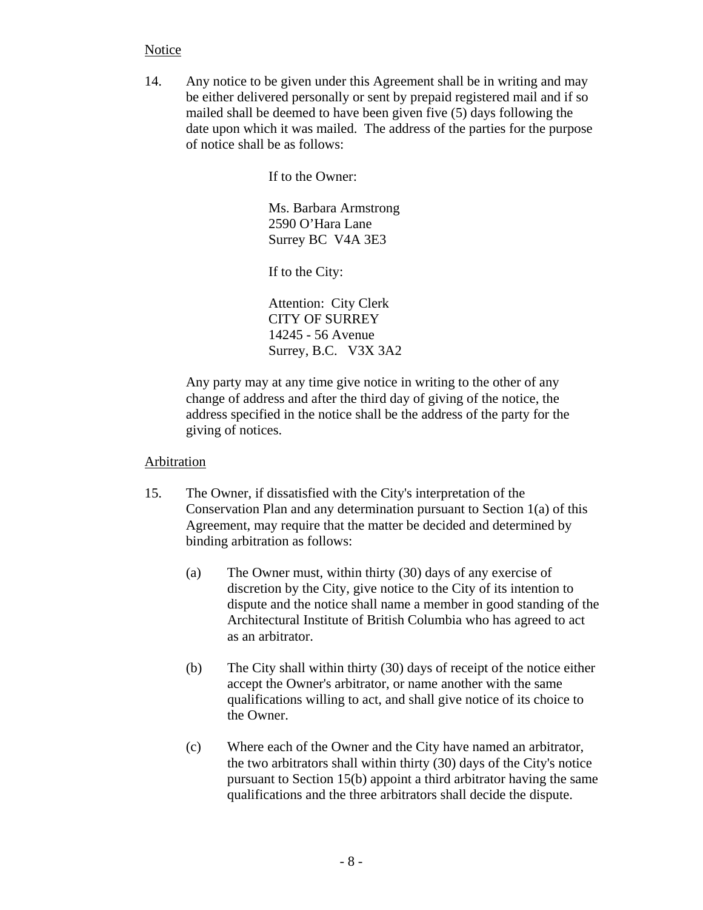Notice

14. Any notice to be given under this Agreement shall be in writing and may be either delivered personally or sent by prepaid registered mail and if so mailed shall be deemed to have been given five (5) days following the date upon which it was mailed. The address of the parties for the purpose of notice shall be as follows:

 If to the Owner:

 Ms. Barbara Armstrong
 2590 O'Hara Lane
 Surrey BC V4A 3E3

 If to the City:

 Attention: City Clerk
 CITY OF SURREY
 14245 - 56 Avenue
 Surrey, B.C. V3X 3A2

 Any party may at any time give notice in writing to the other of any change of address and after the third day of giving of the notice, the address specified in the notice shall be the address of the party for the giving of notices.

Arbitration

15. The Owner, if dissatisfied with the City's interpretation of the Conservation Plan and any determination pursuant to Section 1(a) of this Agreement, may require that the matter be decided and determined by binding arbitration as follows:

 (a) The Owner must, within thirty (30) days of any exercise of discretion by the City, give notice to the City of its intention to dispute and the notice shall name a member in good standing of the Architectural Institute of British Columbia who has agreed to act as an arbitrator.

 (b) The City shall within thirty (30) days of receipt of the notice either accept the Owner's arbitrator, or name another with the same qualifications willing to act, and shall give notice of its choice to the Owner.

 (c) Where each of the Owner and the City have named an arbitrator, the two arbitrators shall within thirty (30) days of the City's notice pursuant to Section 15(b) appoint a third arbitrator having the same qualifications and the three arbitrators shall decide the dispute.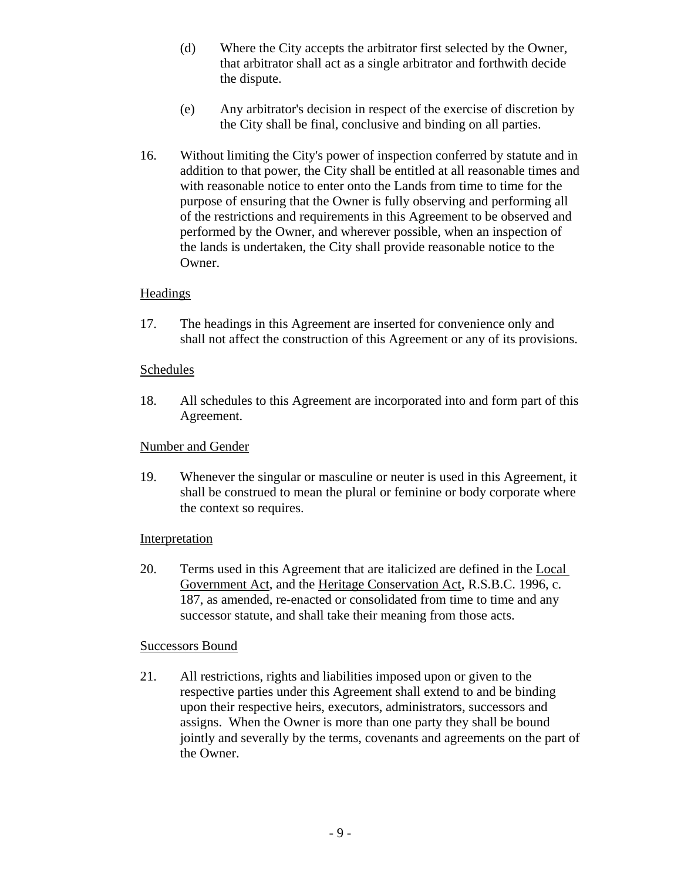(d) Where the City accepts the arbitrator first selected by the Owner, that arbitrator shall act as a single arbitrator and forthwith decide the dispute.

(e) Any arbitrator's decision in respect of the exercise of discretion by the City shall be final, conclusive and binding on all parties.

16. Without limiting the City's power of inspection conferred by statute and in addition to that power, the City shall be entitled at all reasonable times and with reasonable notice to enter onto the Lands from time to time for the purpose of ensuring that the Owner is fully observing and performing all of the restrictions and requirements in this Agreement to be observed and performed by the Owner, and wherever possible, when an inspection of the lands is undertaken, the City shall provide reasonable notice to the Owner.

## Headings

17. The headings in this Agreement are inserted for convenience only and shall not affect the construction of this Agreement or any of its provisions.

## Schedules

18. All schedules to this Agreement are incorporated into and form part of this Agreement.

## Number and Gender

19. Whenever the singular or masculine or neuter is used in this Agreement, it shall be construed to mean the plural or feminine or body corporate where the context so requires.

## Interpretation

20. Terms used in this Agreement that are italicized are defined in the Local Government Act, and the Heritage Conservation Act, R.S.B.C. 1996, c. 187, as amended, re-enacted or consolidated from time to time and any successor statute, and shall take their meaning from those acts.

## Successors Bound

21. All restrictions, rights and liabilities imposed upon or given to the respective parties under this Agreement shall extend to and be binding upon their respective heirs, executors, administrators, successors and assigns. When the Owner is more than one party they shall be bound jointly and severally by the terms, covenants and agreements on the part of the Owner.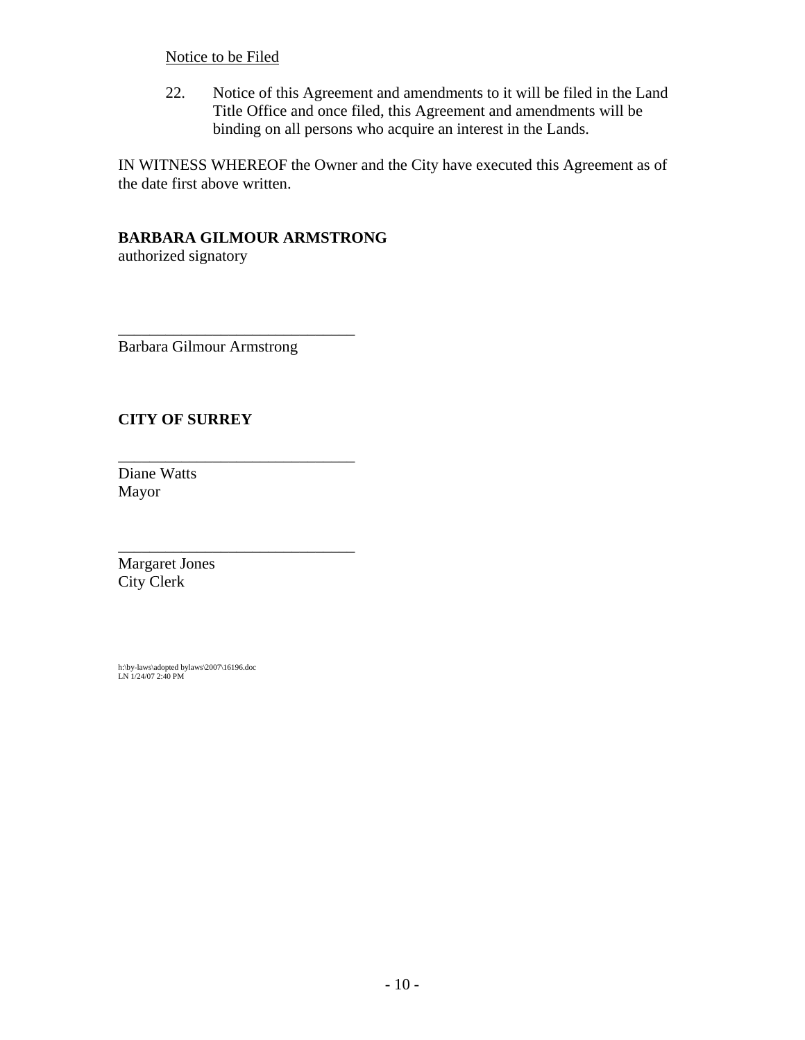Notice to be Filed

22. Notice of this Agreement and amendments to it will be filed in the Land Title Office and once filed, this Agreement and amendments will be binding on all persons who acquire an interest in the Lands.

IN WITNESS WHEREOF the Owner and the City have executed this Agreement as of the date first above written.

**BARBARA GILMOUR ARMSTRONG**
authorized signatory

\_\_\_\_\_\_\_\_\_\_\_\_\_\_\_\_\_\_\_\_\_\_\_\_\_\_\_\_\_\_
Barbara Gilmour Armstrong

**CITY OF SURREY**

\_\_\_\_\_\_\_\_\_\_\_\_\_\_\_\_\_\_\_\_\_\_\_\_\_\_\_\_\_\_
Diane Watts
Mayor

\_\_\_\_\_\_\_\_\_\_\_\_\_\_\_\_\_\_\_\_\_\_\_\_\_\_\_\_\_\_
Margaret Jones
City Clerk

h:\by-laws\adopted bylaws\2007\16196.doc
LN 1/24/07 2:40 PM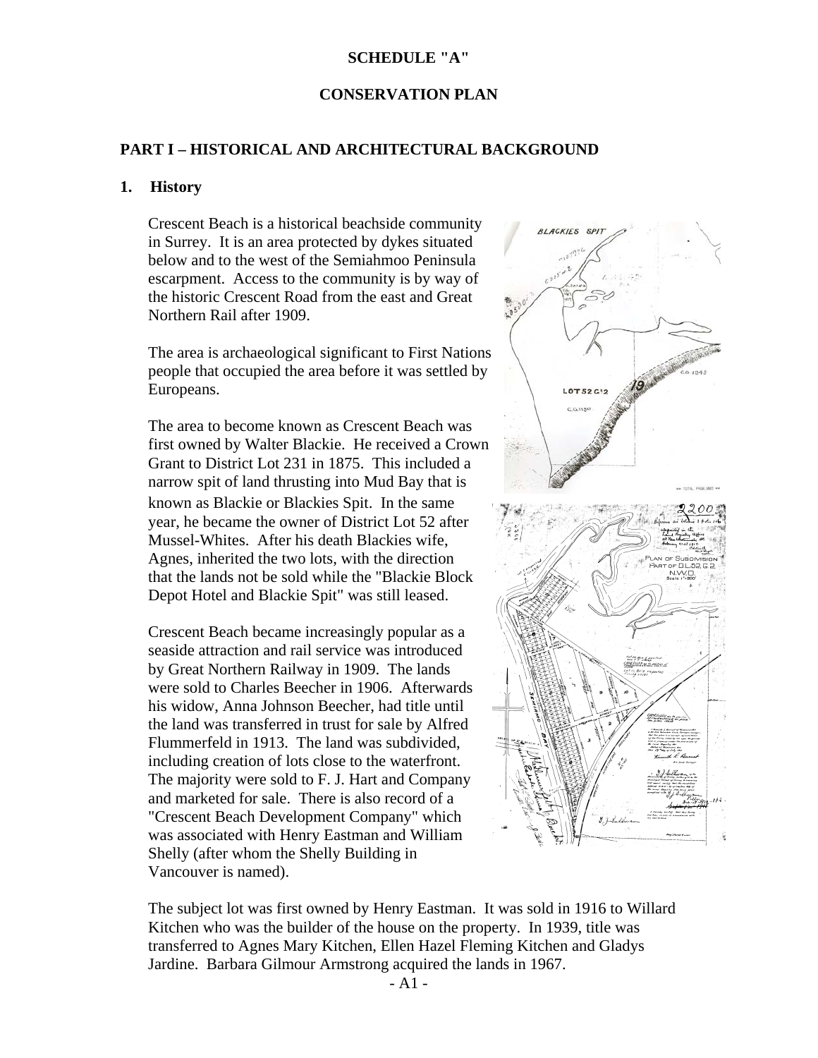**SCHEDULE "A"**

**CONSERVATION PLAN**

## PART I – HISTORICAL AND ARCHITECTURAL BACKGROUND

### 1. History

Crescent Beach is a historical beachside community in Surrey. It is an area protected by dykes situated below and to the west of the Semiahmoo Peninsula escarpment. Access to the community is by way of the historic Crescent Road from the east and Great Northern Rail after 1909.

The area is archaeological significant to First Nations people that occupied the area before it was settled by Europeans.

The area to become known as Crescent Beach was first owned by Walter Blackie. He received a Crown Grant to District Lot 231 in 1875. This included a narrow spit of land thrusting into Mud Bay that is known as Blackie or Blackies Spit. In the same year, he became the owner of District Lot 52 after Mussel-Whites. After his death Blackies wife, Agnes, inherited the two lots, with the direction that the lands not be sold while the "Blackie Block Depot Hotel and Blackie Spit" was still leased.

Crescent Beach became increasingly popular as a seaside attraction and rail service was introduced by Great Northern Railway in 1909. The lands were sold to Charles Beecher in 1906. Afterwards his widow, Anna Johnson Beecher, had title until the land was transferred in trust for sale by Alfred Flummerfeld in 1913. The land was subdivided, including creation of lots close to the waterfront. The majority were sold to F. J. Hart and Company and marketed for sale. There is also record of a "Crescent Beach Development Company" which was associated with Henry Eastman and William Shelly (after whom the Shelly Building in Vancouver is named).

The subject lot was first owned by Henry Eastman. It was sold in 1916 to Willard Kitchen who was the builder of the house on the property. In 1939, title was transferred to Agnes Mary Kitchen, Ellen Hazel Fleming Kitchen and Gladys Jardine. Barbara Gilmour Armstrong acquired the lands in 1967.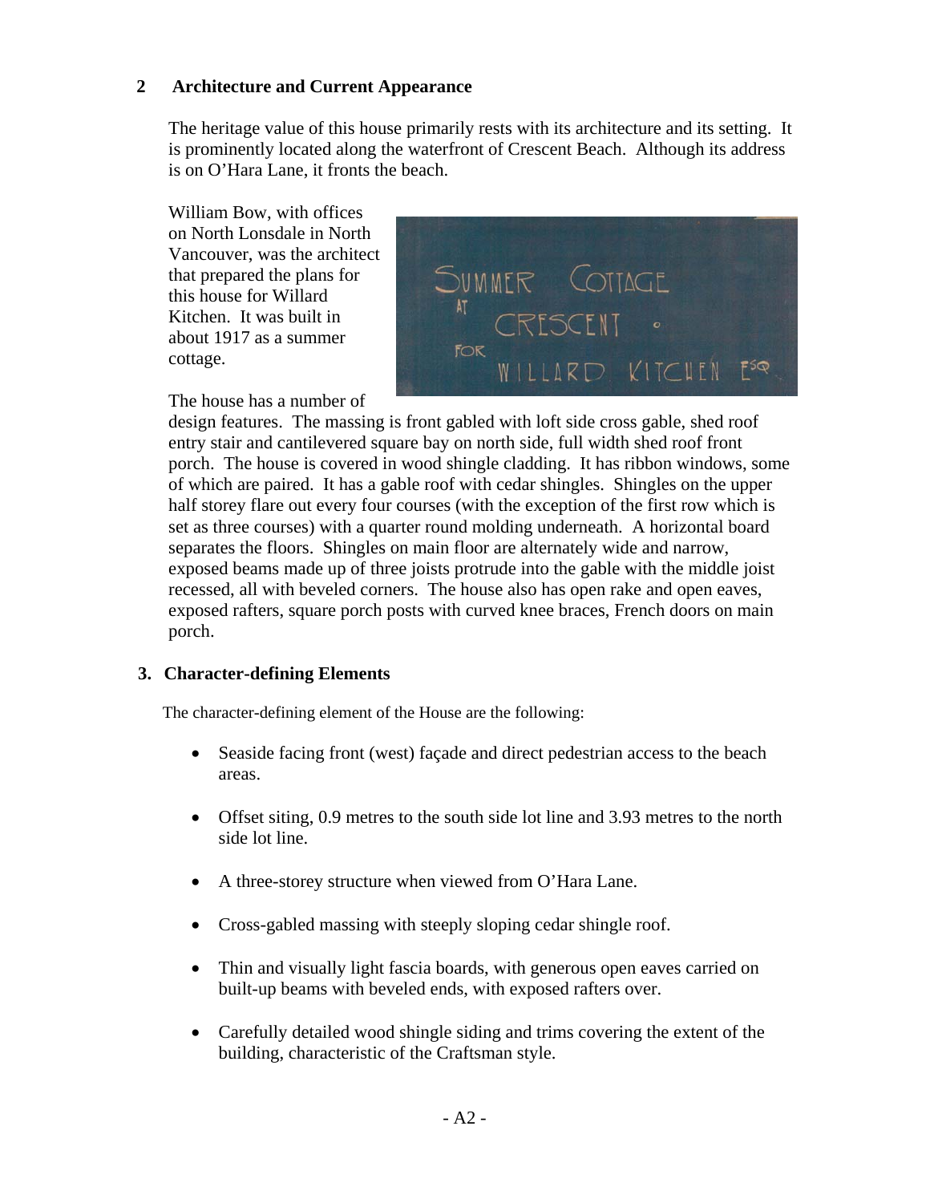## 2 Architecture and Current Appearance

The heritage value of this house primarily rests with its architecture and its setting. It is prominently located along the waterfront of Crescent Beach. Although its address is on O'Hara Lane, it fronts the beach.

William Bow, with offices on North Lonsdale in North Vancouver, was the architect that prepared the plans for this house for Willard Kitchen. It was built in about 1917 as a summer cottage.

The house has a number of design features. The massing is front gabled with loft side cross gable, shed roof entry stair and cantilevered square bay on north side, full width shed roof front porch. The house is covered in wood shingle cladding. It has ribbon windows, some of which are paired. It has a gable roof with cedar shingles. Shingles on the upper half storey flare out every four courses (with the exception of the first row which is set as three courses) with a quarter round molding underneath. A horizontal board separates the floors. Shingles on main floor are alternately wide and narrow, exposed beams made up of three joists protrude into the gable with the middle joist recessed, all with beveled corners. The house also has open rake and open eaves, exposed rafters, square porch posts with curved knee braces, French doors on main porch.

## 3. Character-defining Elements

The character-defining element of the House are the following:

- Seaside facing front (west) façade and direct pedestrian access to the beach areas.
- Offset siting, 0.9 metres to the south side lot line and 3.93 metres to the north side lot line.
- A three-storey structure when viewed from O'Hara Lane.
- Cross-gabled massing with steeply sloping cedar shingle roof.
- Thin and visually light fascia boards, with generous open eaves carried on built-up beams with beveled ends, with exposed rafters over.
- Carefully detailed wood shingle siding and trims covering the extent of the building, characteristic of the Craftsman style.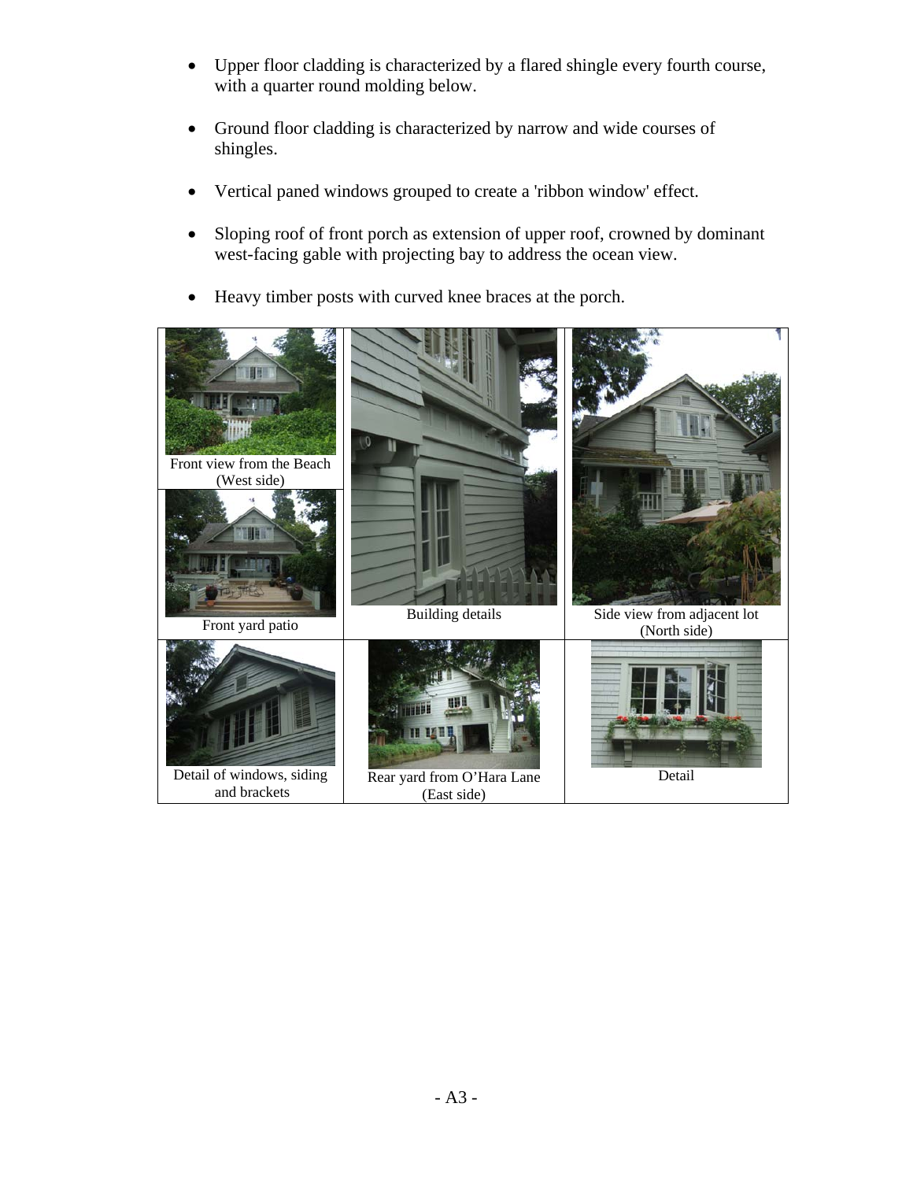- Upper floor cladding is characterized by a flared shingle every fourth course, with a quarter round molding below.

- Ground floor cladding is characterized by narrow and wide courses of shingles.

- Vertical paned windows grouped to create a 'ribbon window' effect.

- Sloping roof of front porch as extension of upper roof, crowned by dominant west-facing gable with projecting bay to address the ocean view.

- Heavy timber posts with curved knee braces at the porch.

| | | |
|---|---|---|
| Front view from the Beach (West side)<br>Front yard patio | Building details | Side view from adjacent lot (North side) |
| Detail of windows, siding and brackets | Rear yard from O'Hara Lane (East side) | Detail |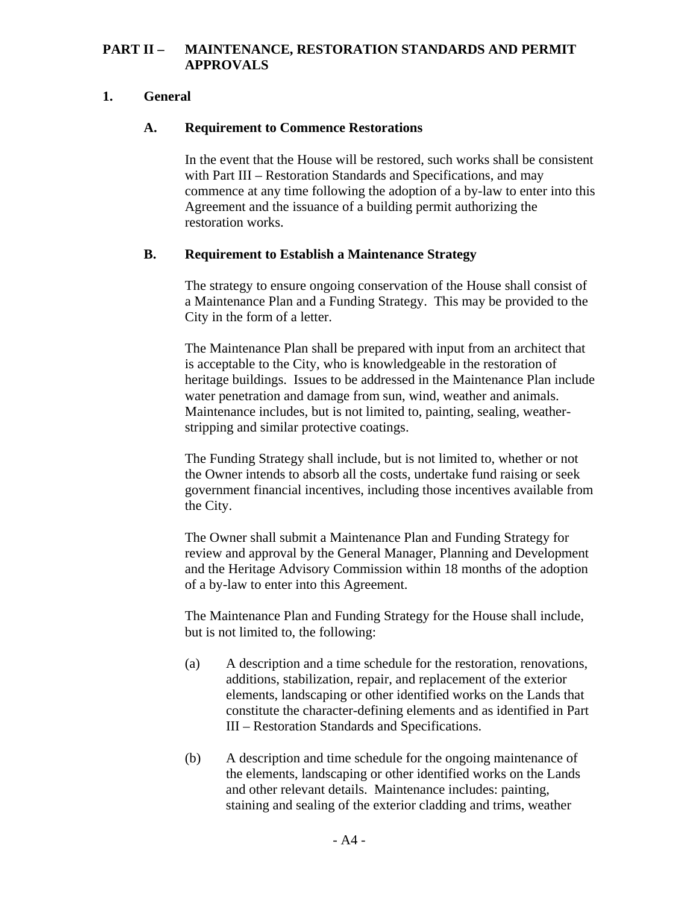## PART II – MAINTENANCE, RESTORATION STANDARDS AND PERMIT APPROVALS

### 1. General

#### A. Requirement to Commence Restorations

In the event that the House will be restored, such works shall be consistent with Part III – Restoration Standards and Specifications, and may commence at any time following the adoption of a by-law to enter into this Agreement and the issuance of a building permit authorizing the restoration works.

#### B. Requirement to Establish a Maintenance Strategy

The strategy to ensure ongoing conservation of the House shall consist of a Maintenance Plan and a Funding Strategy. This may be provided to the City in the form of a letter.

The Maintenance Plan shall be prepared with input from an architect that is acceptable to the City, who is knowledgeable in the restoration of heritage buildings. Issues to be addressed in the Maintenance Plan include water penetration and damage from sun, wind, weather and animals. Maintenance includes, but is not limited to, painting, sealing, weather-stripping and similar protective coatings.

The Funding Strategy shall include, but is not limited to, whether or not the Owner intends to absorb all the costs, undertake fund raising or seek government financial incentives, including those incentives available from the City.

The Owner shall submit a Maintenance Plan and Funding Strategy for review and approval by the General Manager, Planning and Development and the Heritage Advisory Commission within 18 months of the adoption of a by-law to enter into this Agreement.

The Maintenance Plan and Funding Strategy for the House shall include, but is not limited to, the following:

(a) A description and a time schedule for the restoration, renovations, additions, stabilization, repair, and replacement of the exterior elements, landscaping or other identified works on the Lands that constitute the character-defining elements and as identified in Part III – Restoration Standards and Specifications.

(b) A description and time schedule for the ongoing maintenance of the elements, landscaping or other identified works on the Lands and other relevant details. Maintenance includes: painting, staining and sealing of the exterior cladding and trims, weather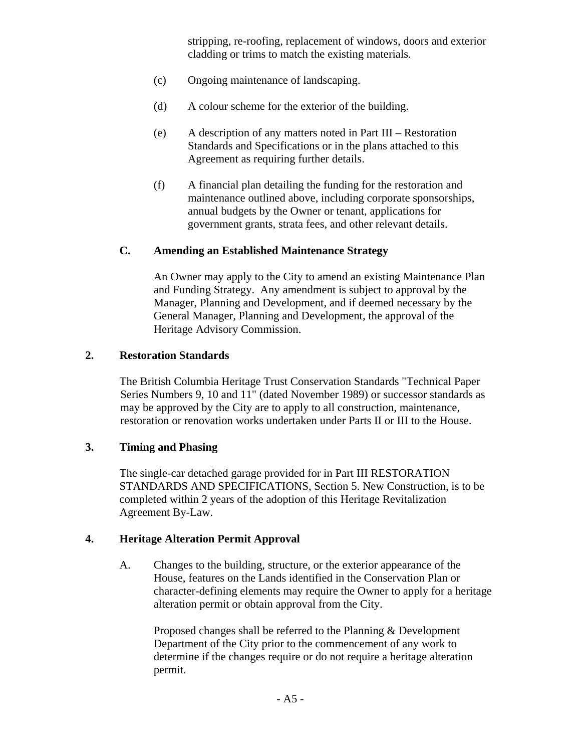stripping, re-roofing, replacement of windows, doors and exterior cladding or trims to match the existing materials.

(c) Ongoing maintenance of landscaping.

(d) A colour scheme for the exterior of the building.

(e) A description of any matters noted in Part III – Restoration Standards and Specifications or in the plans attached to this Agreement as requiring further details.

(f) A financial plan detailing the funding for the restoration and maintenance outlined above, including corporate sponsorships, annual budgets by the Owner or tenant, applications for government grants, strata fees, and other relevant details.

### C. Amending an Established Maintenance Strategy

An Owner may apply to the City to amend an existing Maintenance Plan and Funding Strategy. Any amendment is subject to approval by the Manager, Planning and Development, and if deemed necessary by the General Manager, Planning and Development, the approval of the Heritage Advisory Commission.

## 2. Restoration Standards

The British Columbia Heritage Trust Conservation Standards "Technical Paper Series Numbers 9, 10 and 11" (dated November 1989) or successor standards as may be approved by the City are to apply to all construction, maintenance, restoration or renovation works undertaken under Parts II or III to the House.

## 3. Timing and Phasing

The single-car detached garage provided for in Part III RESTORATION STANDARDS AND SPECIFICATIONS, Section 5. New Construction, is to be completed within 2 years of the adoption of this Heritage Revitalization Agreement By-Law.

## 4. Heritage Alteration Permit Approval

A. Changes to the building, structure, or the exterior appearance of the House, features on the Lands identified in the Conservation Plan or character-defining elements may require the Owner to apply for a heritage alteration permit or obtain approval from the City.

Proposed changes shall be referred to the Planning & Development Department of the City prior to the commencement of any work to determine if the changes require or do not require a heritage alteration permit.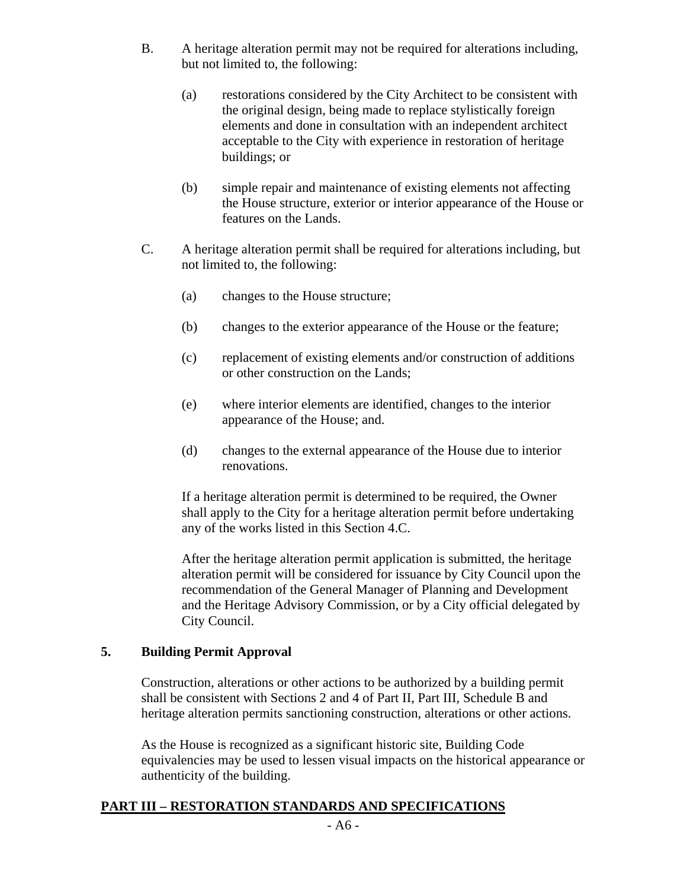B. A heritage alteration permit may not be required for alterations including, but not limited to, the following:

   (a) restorations considered by the City Architect to be consistent with the original design, being made to replace stylistically foreign elements and done in consultation with an independent architect acceptable to the City with experience in restoration of heritage buildings; or

   (b) simple repair and maintenance of existing elements not affecting the House structure, exterior or interior appearance of the House or features on the Lands.

C. A heritage alteration permit shall be required for alterations including, but not limited to, the following:

   (a) changes to the House structure;

   (b) changes to the exterior appearance of the House or the feature;

   (c) replacement of existing elements and/or construction of additions or other construction on the Lands;

   (e) where interior elements are identified, changes to the interior appearance of the House; and.

   (d) changes to the external appearance of the House due to interior renovations.

   If a heritage alteration permit is determined to be required, the Owner shall apply to the City for a heritage alteration permit before undertaking any of the works listed in this Section 4.C.

   After the heritage alteration permit application is submitted, the heritage alteration permit will be considered for issuance by City Council upon the recommendation of the General Manager of Planning and Development and the Heritage Advisory Commission, or by a City official delegated by City Council.

**5. Building Permit Approval**

Construction, alterations or other actions to be authorized by a building permit shall be consistent with Sections 2 and 4 of Part II, Part III, Schedule B and heritage alteration permits sanctioning construction, alterations or other actions.

As the House is recognized as a significant historic site, Building Code equivalencies may be used to lessen visual impacts on the historical appearance or authenticity of the building.

## PART III – RESTORATION STANDARDS AND SPECIFICATIONS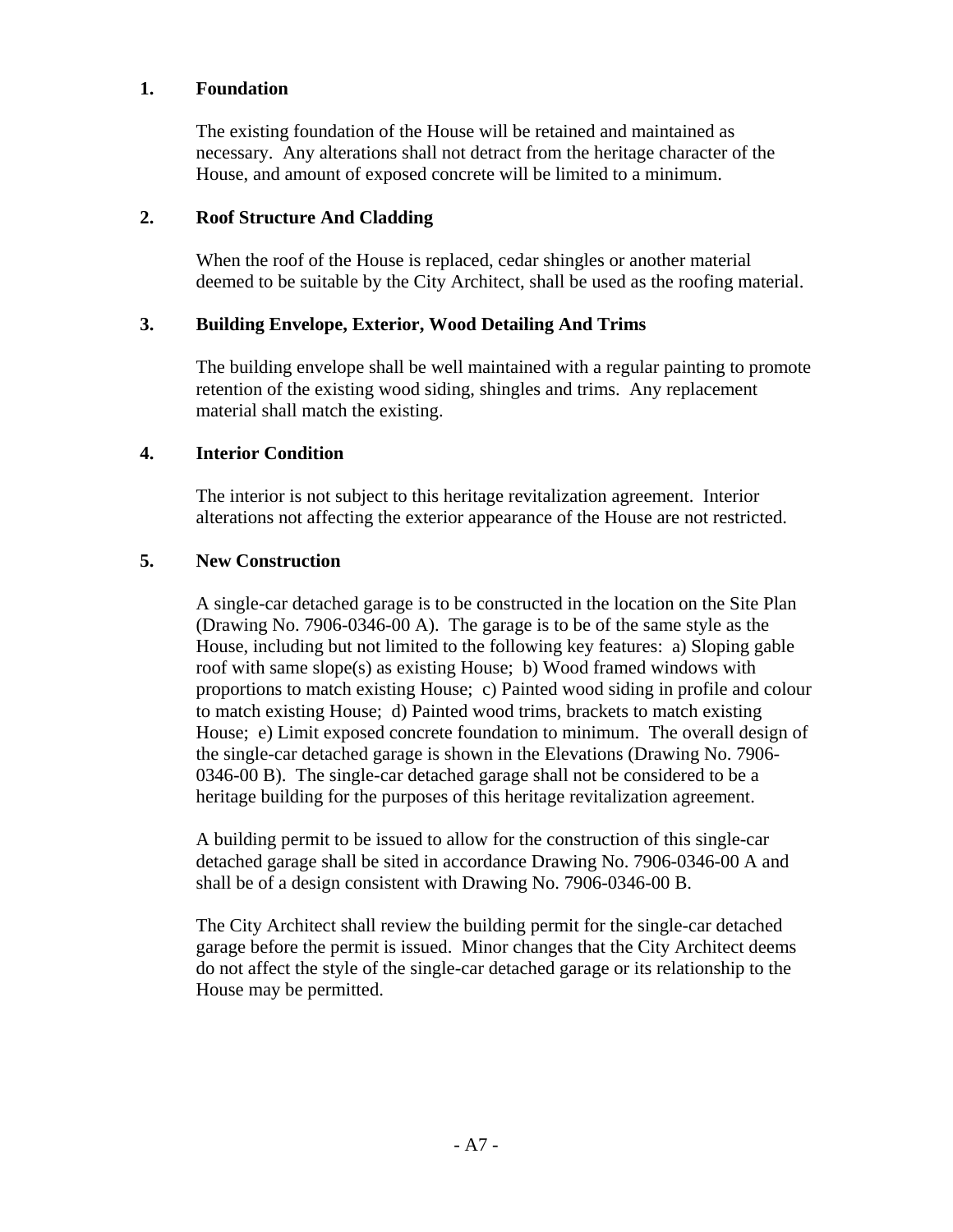**1. Foundation**

The existing foundation of the House will be retained and maintained as necessary. Any alterations shall not detract from the heritage character of the House, and amount of exposed concrete will be limited to a minimum.

**2. Roof Structure And Cladding**

When the roof of the House is replaced, cedar shingles or another material deemed to be suitable by the City Architect, shall be used as the roofing material.

**3. Building Envelope, Exterior, Wood Detailing And Trims**

The building envelope shall be well maintained with a regular painting to promote retention of the existing wood siding, shingles and trims. Any replacement material shall match the existing.

**4. Interior Condition**

The interior is not subject to this heritage revitalization agreement. Interior alterations not affecting the exterior appearance of the House are not restricted.

**5. New Construction**

A single-car detached garage is to be constructed in the location on the Site Plan (Drawing No. 7906-0346-00 A). The garage is to be of the same style as the House, including but not limited to the following key features: a) Sloping gable roof with same slope(s) as existing House; b) Wood framed windows with proportions to match existing House; c) Painted wood siding in profile and colour to match existing House; d) Painted wood trims, brackets to match existing House; e) Limit exposed concrete foundation to minimum. The overall design of the single-car detached garage is shown in the Elevations (Drawing No. 7906-0346-00 B). The single-car detached garage shall not be considered to be a heritage building for the purposes of this heritage revitalization agreement.

A building permit to be issued to allow for the construction of this single-car detached garage shall be sited in accordance Drawing No. 7906-0346-00 A and shall be of a design consistent with Drawing No. 7906-0346-00 B.

The City Architect shall review the building permit for the single-car detached garage before the permit is issued. Minor changes that the City Architect deems do not affect the style of the single-car detached garage or its relationship to the House may be permitted.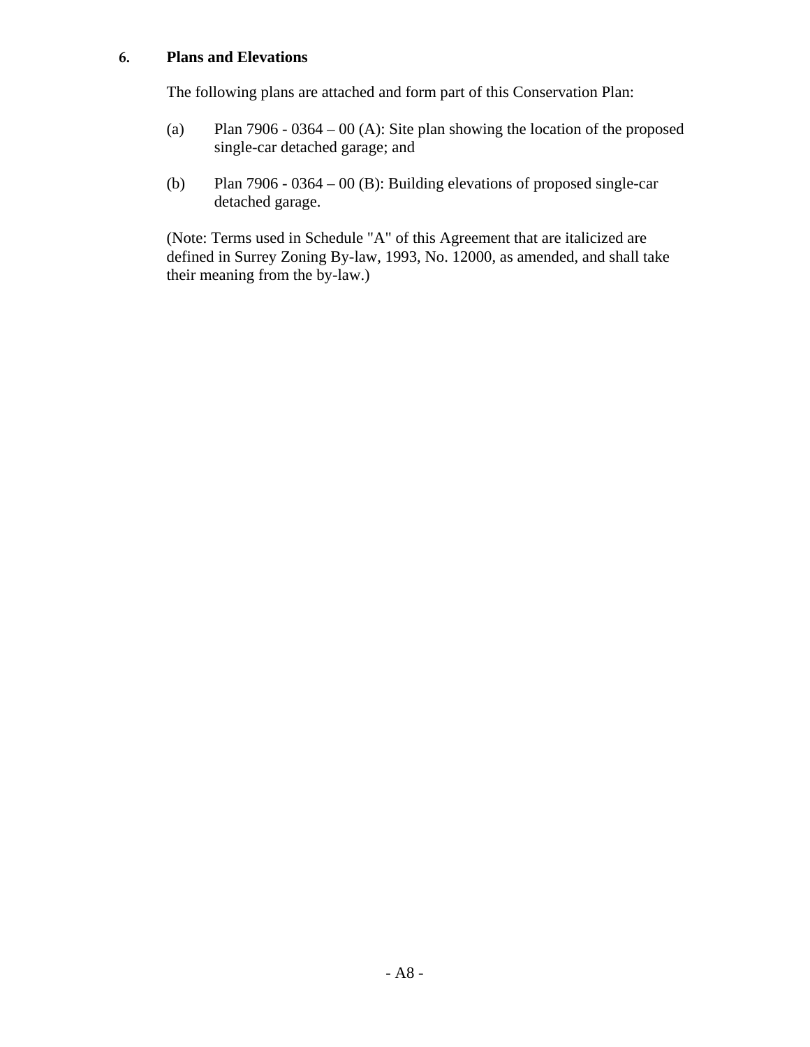## 6. Plans and Elevations

The following plans are attached and form part of this Conservation Plan:

(a) Plan 7906 - 0364 – 00 (A): Site plan showing the location of the proposed single-car detached garage; and

(b) Plan 7906 - 0364 – 00 (B): Building elevations of proposed single-car detached garage.

(Note: Terms used in Schedule "A" of this Agreement that are italicized are defined in Surrey Zoning By-law, 1993, No. 12000, as amended, and shall take their meaning from the by-law.)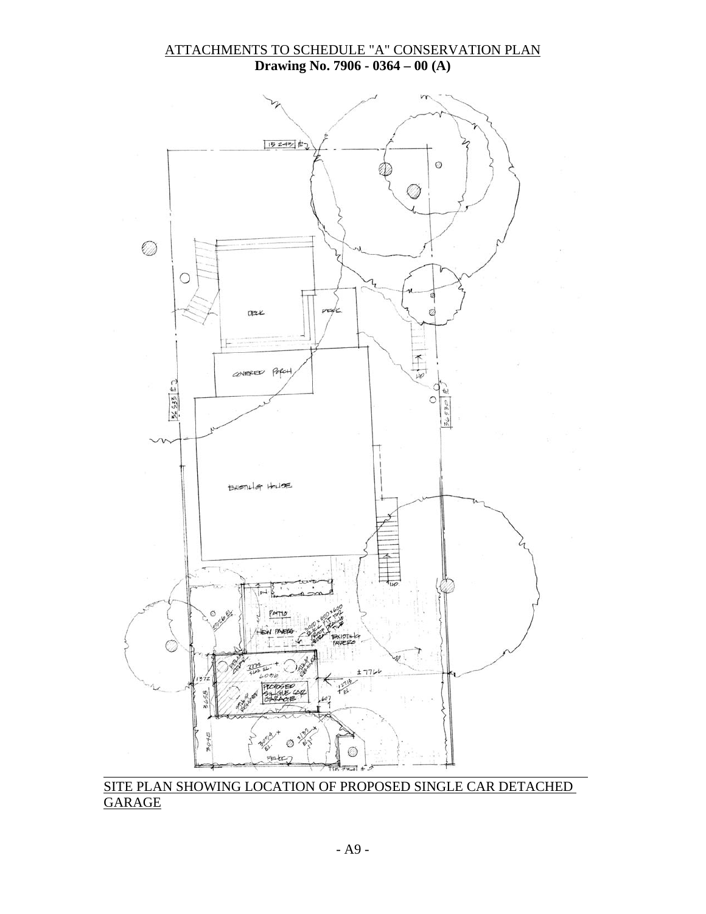ATTACHMENTS TO SCHEDULE "A" CONSERVATION PLAN

**Drawing No. 7906 - 0364 – 00 (A)**

SITE PLAN SHOWING LOCATION OF PROPOSED SINGLE CAR DETACHED GARAGE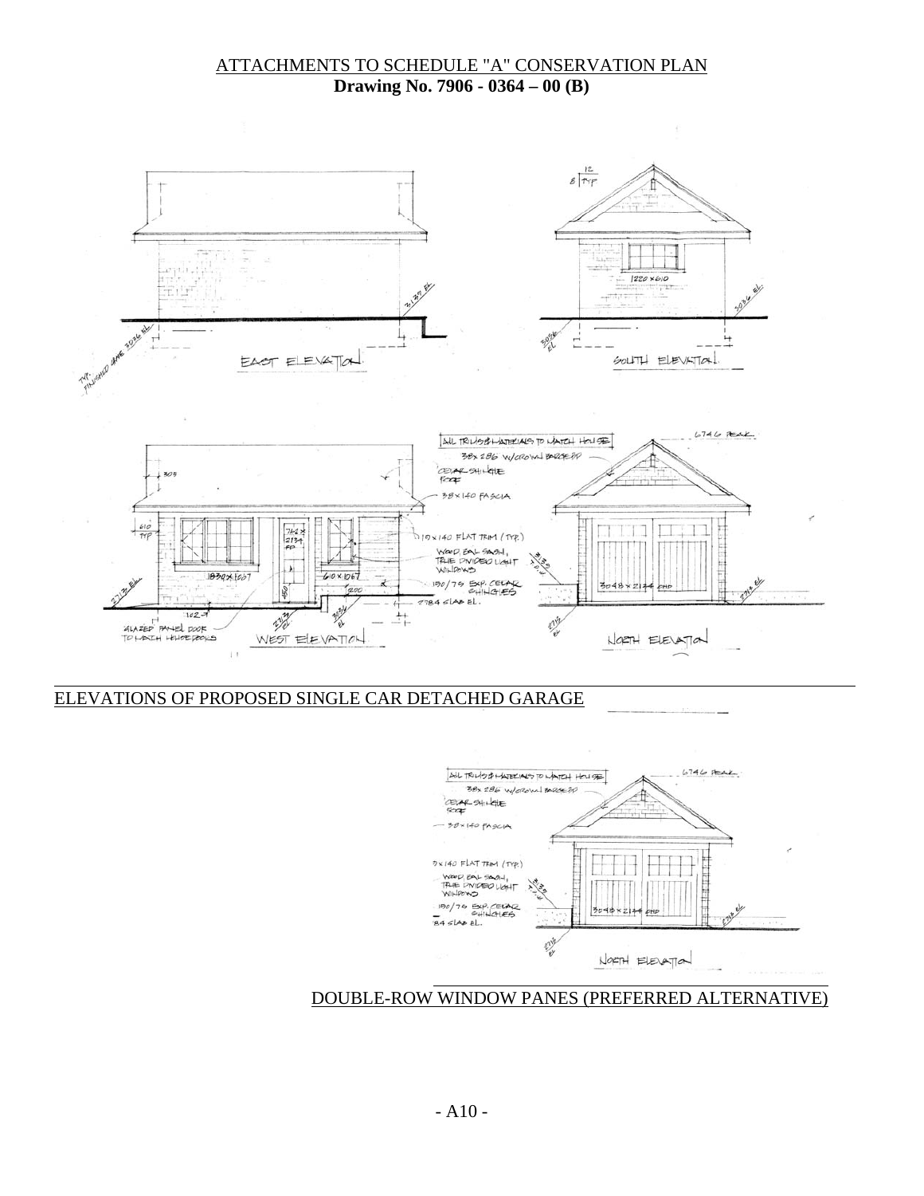ATTACHMENTS TO SCHEDULE "A" CONSERVATION PLAN

**Drawing No. 7906 - 0364 – 00 (B)**

ELEVATIONS OF PROPOSED SINGLE CAR DETACHED GARAGE

DOUBLE-ROW WINDOW PANES (PREFERRED ALTERNATIVE)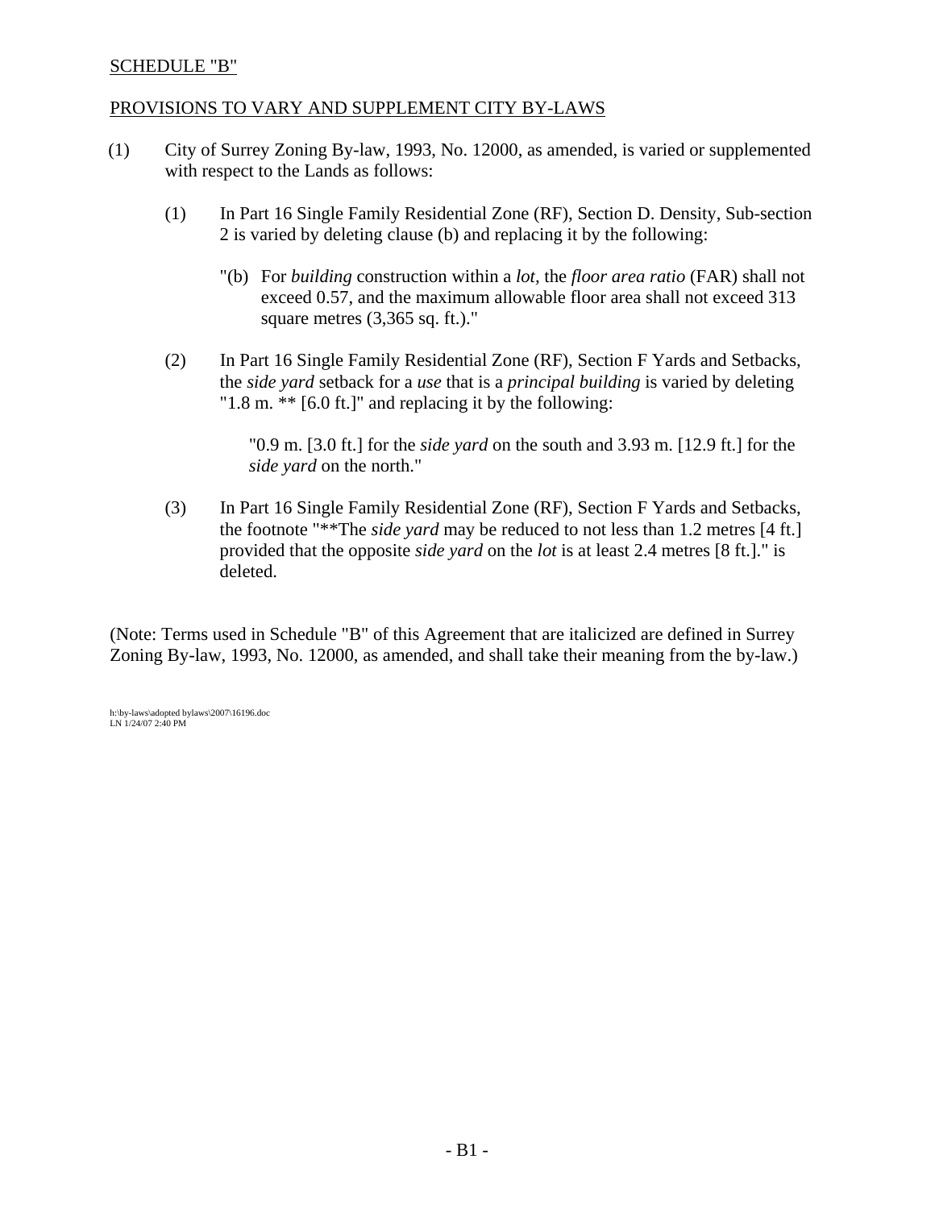SCHEDULE "B"

PROVISIONS TO VARY AND SUPPLEMENT CITY BY-LAWS

(1) City of Surrey Zoning By-law, 1993, No. 12000, as amended, is varied or supplemented with respect to the Lands as follows:

   (1) In Part 16 Single Family Residential Zone (RF), Section D. Density, Sub-section 2 is varied by deleting clause (b) and replacing it by the following:

      "(b) For *building* construction within a *lot*, the *floor area ratio* (FAR) shall not exceed 0.57, and the maximum allowable floor area shall not exceed 313 square metres (3,365 sq. ft.)."

   (2) In Part 16 Single Family Residential Zone (RF), Section F Yards and Setbacks, the *side yard* setback for a *use* that is a *principal building* is varied by deleting "1.8 m. ** [6.0 ft.]" and replacing it by the following:

      "0.9 m. [3.0 ft.] for the *side yard* on the south and 3.93 m. [12.9 ft.] for the *side yard* on the north."

   (3) In Part 16 Single Family Residential Zone (RF), Section F Yards and Setbacks, the footnote "**The *side yard* may be reduced to not less than 1.2 metres [4 ft.] provided that the opposite *side yard* on the *lot* is at least 2.4 metres [8 ft.]." is deleted.

(Note: Terms used in Schedule "B" of this Agreement that are italicized are defined in Surrey Zoning By-law, 1993, No. 12000, as amended, and shall take their meaning from the by-law.)

h:\by-laws\adopted bylaws\2007\16196.doc
LN 1/24/07 2:40 PM